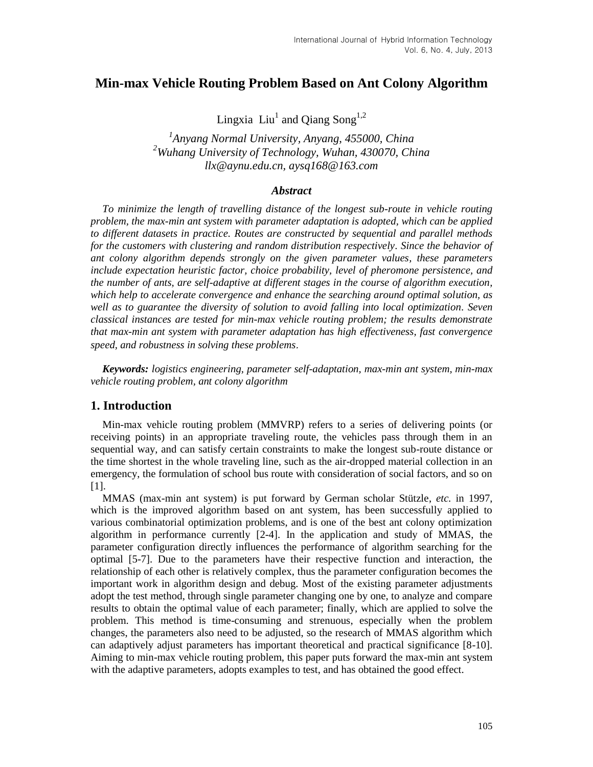# Min-max Vehicle Routing Problem Based on Ant Colony Algorithm

Lingxia Liu[1] and Qiang Song[1,2]

[1]*Anyang Normal University, Anyang, 455000, China*
[2]*Wuhang University of Technology, Wuhan, 430070, China*
*llx@aynu.edu.cn, aysq168@163.com*

### *Abstract*

*To minimize the length of travelling distance of the longest sub-route in vehicle routing problem, the max-min ant system with parameter adaptation is adopted, which can be applied to different datasets in practice. Routes are constructed by sequential and parallel methods for the customers with clustering and random distribution respectively. Since the behavior of ant colony algorithm depends strongly on the given parameter values, these parameters include expectation heuristic factor, choice probability, level of pheromone persistence, and the number of ants, are self-adaptive at different stages in the course of algorithm execution, which help to accelerate convergence and enhance the searching around optimal solution, as well as to guarantee the diversity of solution to avoid falling into local optimization. Seven classical instances are tested for min-max vehicle routing problem; the results demonstrate that max-min ant system with parameter adaptation has high effectiveness, fast convergence speed, and robustness in solving these problems.*

***Keywords:*** *logistics engineering, parameter self-adaptation, max-min ant system, min-max vehicle routing problem, ant colony algorithm*

## 1. Introduction

Min-max vehicle routing problem (MMVRP) refers to a series of delivering points (or receiving points) in an appropriate traveling route, the vehicles pass through them in an sequential way, and can satisfy certain constraints to make the longest sub-route distance or the time shortest in the whole traveling line, such as the air-dropped material collection in an emergency, the formulation of school bus route with consideration of social factors, and so on [1].

MMAS (max-min ant system) is put forward by German scholar Stützle, *etc.* in 1997, which is the improved algorithm based on ant system, has been successfully applied to various combinatorial optimization problems, and is one of the best ant colony optimization algorithm in performance currently [2-4]. In the application and study of MMAS, the parameter configuration directly influences the performance of algorithm searching for the optimal [5-7]. Due to the parameters have their respective function and interaction, the relationship of each other is relatively complex, thus the parameter configuration becomes the important work in algorithm design and debug. Most of the existing parameter adjustments adopt the test method, through single parameter changing one by one, to analyze and compare results to obtain the optimal value of each parameter; finally, which are applied to solve the problem. This method is time-consuming and strenuous, especially when the problem changes, the parameters also need to be adjusted, so the research of MMAS algorithm which can adaptively adjust parameters has important theoretical and practical significance [8-10]. Aiming to min-max vehicle routing problem, this paper puts forward the max-min ant system with the adaptive parameters, adopts examples to test, and has obtained the good effect.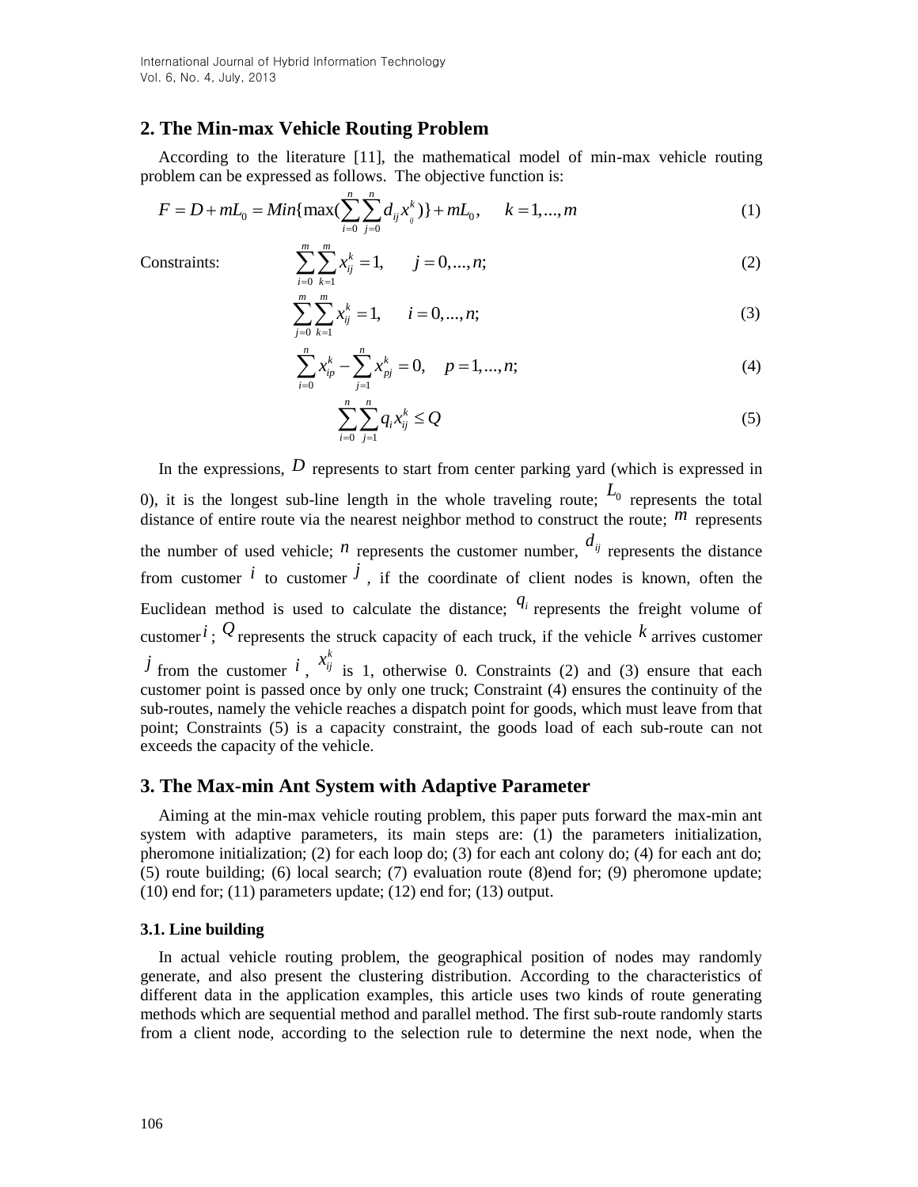## 2. The Min-max Vehicle Routing Problem

According to the literature [11], the mathematical model of min-max vehicle routing problem can be expressed as follows. The objective function is:

$$F = D + mL_0 = Min\{\max(\sum_{i=0}^{n}\sum_{j=0}^{n} d_{ij} x_{ij}^{k})\} + mL_0, \quad k = 1,...,m \tag{1}$$

Constraints:

$$\sum_{i=0}^{m}\sum_{k=1}^{m} x_{ij}^{k} = 1, \quad j = 0,...,n; \tag{2}$$

$$\sum_{j=0}^{m}\sum_{k=1}^{m} x_{ij}^{k} = 1, \quad i = 0,...,n; \tag{3}$$

$$\sum_{i=0}^{n} x_{ip}^{k} - \sum_{j=1}^{n} x_{pj}^{k} = 0, \quad p = 1,...,n; \tag{4}$$

$$\sum_{i=0}^{n}\sum_{j=1}^{n} q_i x_{ij}^{k} \leq Q \tag{5}$$

In the expressions, $D$ represents to start from center parking yard (which is expressed in 0), it is the longest sub-line length in the whole traveling route; $L_0$ represents the total distance of entire route via the nearest neighbor method to construct the route; $m$ represents the number of used vehicle; $n$ represents the customer number, $d_{ij}$ represents the distance from customer $i$ to customer $j$, if the coordinate of client nodes is known, often the Euclidean method is used to calculate the distance; $q_i$ represents the freight volume of customer $i$; $Q$ represents the struck capacity of each truck, if the vehicle $k$ arrives customer $j$ from the customer $i$, $x_{ij}^{k}$ is 1, otherwise 0. Constraints (2) and (3) ensure that each customer point is passed once by only one truck; Constraint (4) ensures the continuity of the sub-routes, namely the vehicle reaches a dispatch point for goods, which must leave from that point; Constraints (5) is a capacity constraint, the goods load of each sub-route can not exceeds the capacity of the vehicle.

## 3. The Max-min Ant System with Adaptive Parameter

Aiming at the min-max vehicle routing problem, this paper puts forward the max-min ant system with adaptive parameters, its main steps are: (1) the parameters initialization, pheromone initialization; (2) for each loop do; (3) for each ant colony do; (4) for each ant do; (5) route building; (6) local search; (7) evaluation route (8)end for; (9) pheromone update; (10) end for; (11) parameters update; (12) end for; (13) output.

### 3.1. Line building

In actual vehicle routing problem, the geographical position of nodes may randomly generate, and also present the clustering distribution. According to the characteristics of different data in the application examples, this article uses two kinds of route generating methods which are sequential method and parallel method. The first sub-route randomly starts from a client node, according to the selection rule to determine the next node, when the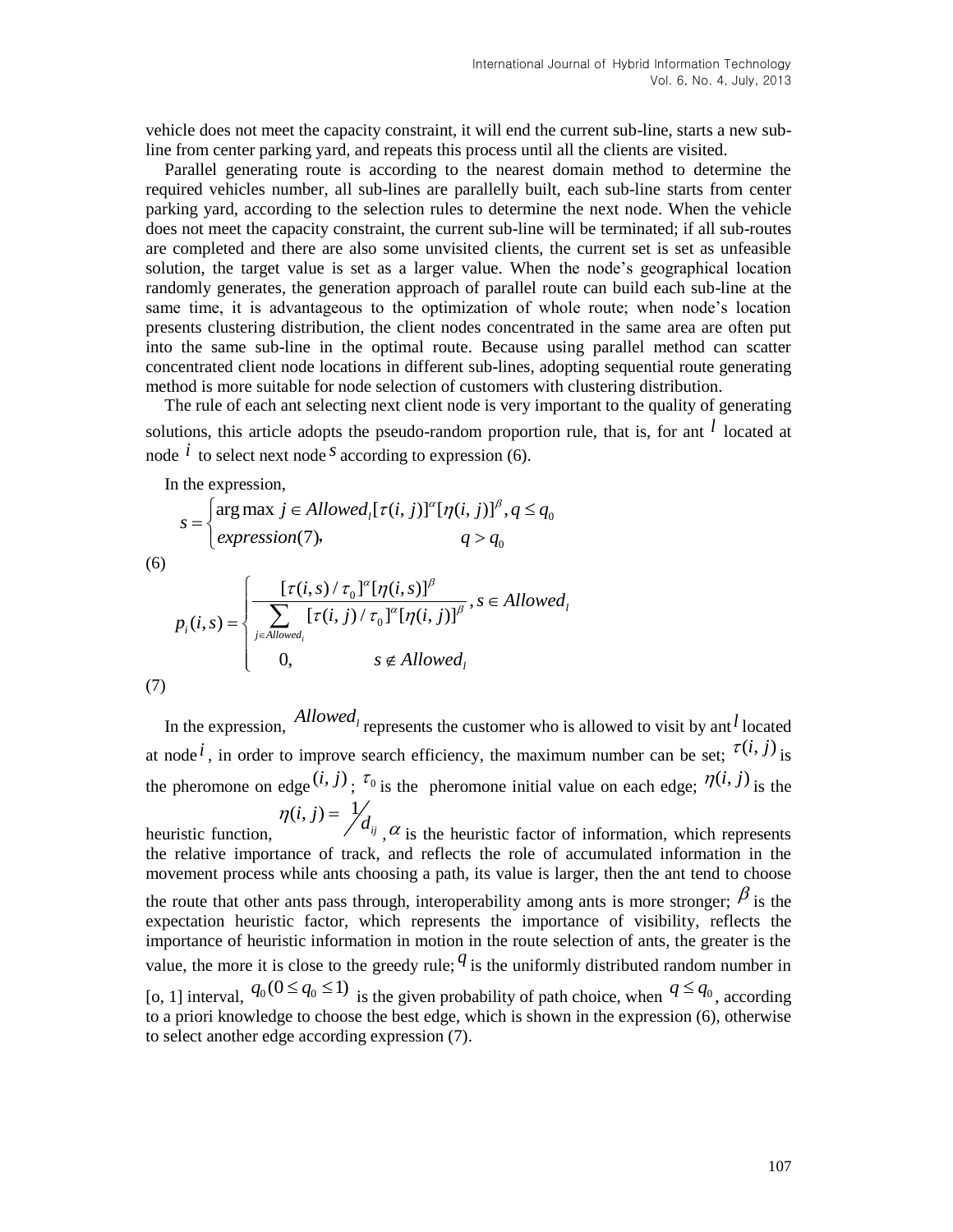vehicle does not meet the capacity constraint, it will end the current sub-line, starts a new sub-line from center parking yard, and repeats this process until all the clients are visited.

Parallel generating route is according to the nearest domain method to determine the required vehicles number, all sub-lines are parallelly built, each sub-line starts from center parking yard, according to the selection rules to determine the next node. When the vehicle does not meet the capacity constraint, the current sub-line will be terminated; if all sub-routes are completed and there are also some unvisited clients, the current set is set as unfeasible solution, the target value is set as a larger value. When the node's geographical location randomly generates, the generation approach of parallel route can build each sub-line at the same time, it is advantageous to the optimization of whole route; when node's location presents clustering distribution, the client nodes concentrated in the same area are often put into the same sub-line in the optimal route. Because using parallel method can scatter concentrated client node locations in different sub-lines, adopting sequential route generating method is more suitable for node selection of customers with clustering distribution.

The rule of each ant selecting next client node is very important to the quality of generating solutions, this article adopts the pseudo-random proportion rule, that is, for ant $l$ located at node $i$ to select next node $s$ according to expression (6).

In the expression,

$$s = \begin{cases} \arg\max j \in Allowed_l [\tau(i,j)]^{\alpha}[\eta(i,j)]^{\beta}, q \le q_0 \\ expression(7), \qquad q > q_0 \end{cases}$$

(6)

$$p_i(s) = \begin{cases} \dfrac{[\tau(i,s)/\tau_0]^{\alpha}[\eta(i,s)]^{\beta}}{\sum\limits_{j \in Allowed_l} [\tau(i,j)/\tau_0]^{\alpha}[\eta(i,j)]^{\beta}}, s \in Allowed_l \\ 0, \qquad s \notin Allowed_l \end{cases}$$

(7)

In the expression, $Allowed_l$ represents the customer who is allowed to visit by ant $l$ located at node $i$, in order to improve search efficiency, the maximum number can be set; $\tau(i,j)$ is the pheromone on edge $(i,j)$; $\tau_0$ is the pheromone initial value on each edge; $\eta(i,j)$ is the heuristic function, $\eta(i,j) = 1/d_{ij}$, $\alpha$ is the heuristic factor of information, which represents the relative importance of track, and reflects the role of accumulated information in the movement process while ants choosing a path, its value is larger, then the ant tend to choose the route that other ants pass through, interoperability among ants is more stronger; $\beta$ is the expectation heuristic factor, which represents the importance of visibility, reflects the importance of heuristic information in motion in the route selection of ants, the greater is the value, the more it is close to the greedy rule; $q$ is the uniformly distributed random number in [o, 1] interval, $q_0 (0 \le q_0 \le 1)$ is the given probability of path choice, when $q \le q_0$, according to a priori knowledge to choose the best edge, which is shown in the expression (6), otherwise to select another edge according expression (7).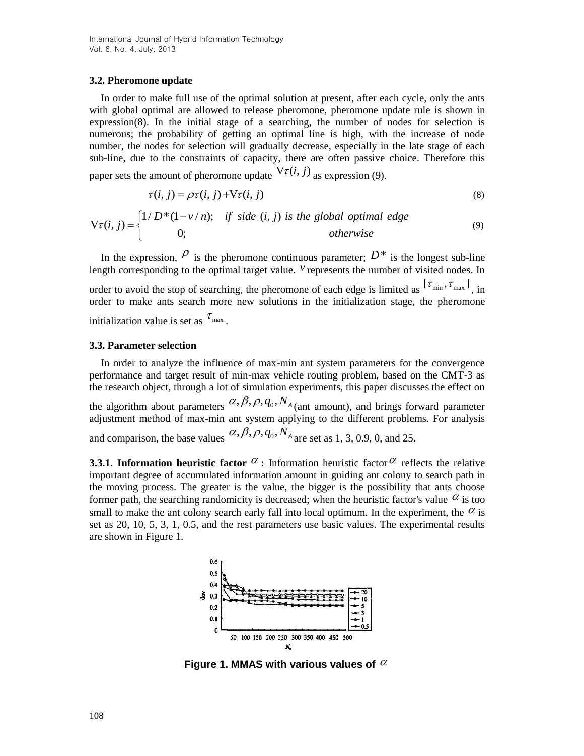### 3.2. Pheromone update

In order to make full use of the optimal solution at present, after each cycle, only the ants with global optimal are allowed to release pheromone, pheromone update rule is shown in expression(8). In the initial stage of a searching, the number of nodes for selection is numerous; the probability of getting an optimal line is high, with the increase of node number, the nodes for selection will gradually decrease, especially in the late stage of each sub-line, due to the constraints of capacity, there are often passive choice. Therefore this paper sets the amount of pheromone update $\nabla\tau(i, j)$ as expression (9).

$$\tau(i, j) = \rho\tau(i, j) + \nabla\tau(i, j) \tag{8}$$

$$\nabla\tau(i, j) = \begin{cases} 1/D^{*}(1 - v/n); & \textit{if side } (i, j) \textit{ is the global optimal edge} \\ 0; & \textit{otherwise} \end{cases} \tag{9}$$

In the expression, $\rho$ is the pheromone continuous parameter; $D^{*}$ is the longest sub-line length corresponding to the optimal target value. $v$ represents the number of visited nodes. In order to avoid the stop of searching, the pheromone of each edge is limited as $[\tau_{\min}, \tau_{\max}]$, in order to make ants search more new solutions in the initialization stage, the pheromone initialization value is set as $\tau_{\max}$.

### 3.3. Parameter selection

In order to analyze the influence of max-min ant system parameters for the convergence performance and target result of min-max vehicle routing problem, based on the CMT-3 as the research object, through a lot of simulation experiments, this paper discusses the effect on the algorithm about parameters $\alpha, \beta, \rho, q_0, N_A$ (ant amount), and brings forward parameter adjustment method of max-min ant system applying to the different problems. For analysis and comparison, the base values $\alpha, \beta, \rho, q_0, N_A$ are set as 1, 3, 0.9, 0, and 25.

**3.3.1. Information heuristic factor $\alpha$:** Information heuristic factor $\alpha$ reflects the relative important degree of accumulated information amount in guiding ant colony to search path in the moving process. The greater is the value, the bigger is the possibility that ants choose former path, the searching randomicity is decreased; when the heuristic factor's value $\alpha$ is too small to make the ant colony search early fall into local optimum. In the experiment, the $\alpha$ is set as 20, 10, 5, 3, 1, 0.5, and the rest parameters use basic values. The experimental results are shown in Figure 1.

**Figure 1. MMAS with various values of $\alpha$**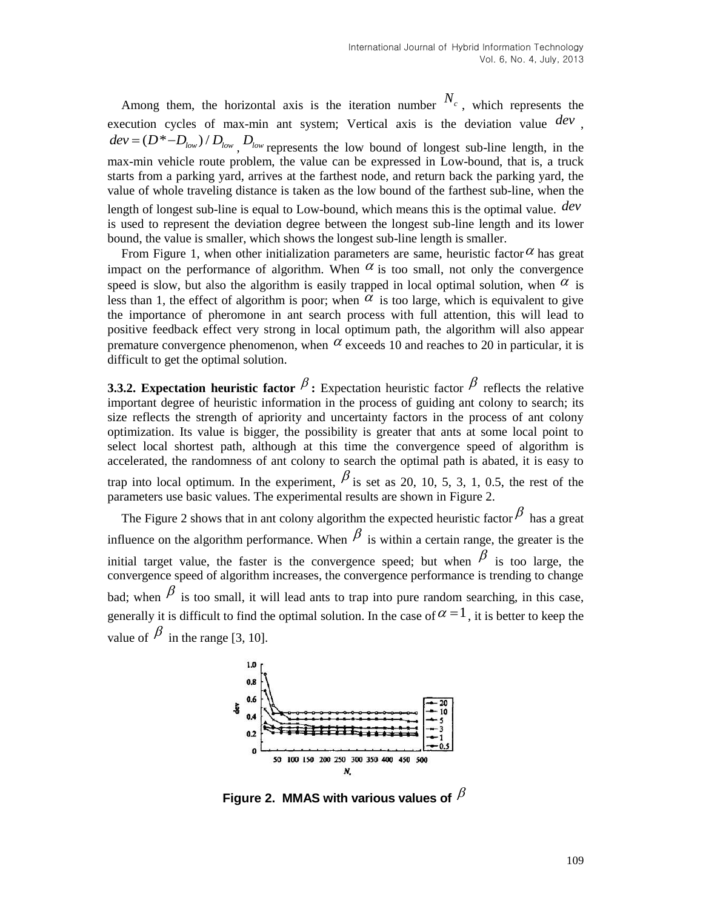Among them, the horizontal axis is the iteration number $N_c$, which represents the execution cycles of max-min ant system; Vertical axis is the deviation value $dev$, $dev = (D^* - D_{low}) / D_{low}$, $D_{low}$ represents the low bound of longest sub-line length, in the max-min vehicle route problem, the value can be expressed in Low-bound, that is, a truck starts from a parking yard, arrives at the farthest node, and return back the parking yard, the value of whole traveling distance is taken as the low bound of the farthest sub-line, when the length of longest sub-line is equal to Low-bound, which means this is the optimal value. $dev$ is used to represent the deviation degree between the longest sub-line length and its lower bound, the value is smaller, which shows the longest sub-line length is smaller.

From Figure 1, when other initialization parameters are same, heuristic factor $\alpha$ has great impact on the performance of algorithm. When $\alpha$ is too small, not only the convergence speed is slow, but also the algorithm is easily trapped in local optimal solution, when $\alpha$ is less than 1, the effect of algorithm is poor; when $\alpha$ is too large, which is equivalent to give the importance of pheromone in ant search process with full attention, this will lead to positive feedback effect very strong in local optimum path, the algorithm will also appear premature convergence phenomenon, when $\alpha$ exceeds 10 and reaches to 20 in particular, it is difficult to get the optimal solution.

**3.3.2. Expectation heuristic factor $\beta$ :** Expectation heuristic factor $\beta$ reflects the relative important degree of heuristic information in the process of guiding ant colony to search; its size reflects the strength of apriority and uncertainty factors in the process of ant colony optimization. Its value is bigger, the possibility is greater that ants at some local point to select local shortest path, although at this time the convergence speed of algorithm is accelerated, the randomness of ant colony to search the optimal path is abated, it is easy to trap into local optimum. In the experiment, $\beta$ is set as 20, 10, 5, 3, 1, 0.5, the rest of the parameters use basic values. The experimental results are shown in Figure 2.

The Figure 2 shows that in ant colony algorithm the expected heuristic factor $\beta$ has a great influence on the algorithm performance. When $\beta$ is within a certain range, the greater is the initial target value, the faster is the convergence speed; but when $\beta$ is too large, the convergence speed of algorithm increases, the convergence performance is trending to change bad; when $\beta$ is too small, it will lead ants to trap into pure random searching, in this case, generally it is difficult to find the optimal solution. In the case of $\alpha = 1$, it is better to keep the value of $\beta$ in the range [3, 10].

**Figure 2. MMAS with various values of $\beta$**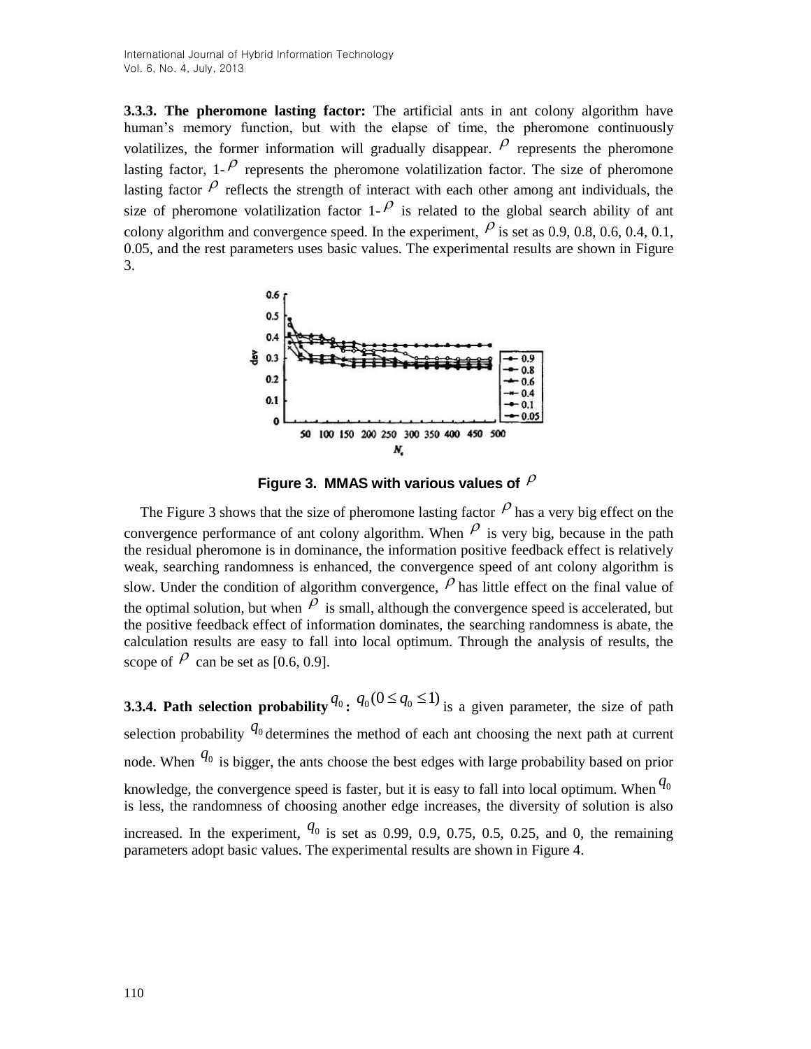**3.3.3. The pheromone lasting factor:** The artificial ants in ant colony algorithm have human's memory function, but with the elapse of time, the pheromone continuously volatilizes, the former information will gradually disappear. $\rho$ represents the pheromone lasting factor, 1-$\rho$ represents the pheromone volatilization factor. The size of pheromone lasting factor $\rho$ reflects the strength of interact with each other among ant individuals, the size of pheromone volatilization factor 1-$\rho$ is related to the global search ability of ant colony algorithm and convergence speed. In the experiment, $\rho$ is set as 0.9, 0.8, 0.6, 0.4, 0.1, 0.05, and the rest parameters uses basic values. The experimental results are shown in Figure 3.

**Figure 3. MMAS with various values of $\rho$**

The Figure 3 shows that the size of pheromone lasting factor $\rho$ has a very big effect on the convergence performance of ant colony algorithm. When $\rho$ is very big, because in the path the residual pheromone is in dominance, the information positive feedback effect is relatively weak, searching randomness is enhanced, the convergence speed of ant colony algorithm is slow. Under the condition of algorithm convergence, $\rho$ has little effect on the final value of the optimal solution, but when $\rho$ is small, although the convergence speed is accelerated, but the positive feedback effect of information dominates, the searching randomness is abate, the calculation results are easy to fall into local optimum. Through the analysis of results, the scope of $\rho$ can be set as [0.6, 0.9].

**3.3.4. Path selection probability $q_0$:** $q_0 (0 \le q_0 \le 1)$ is a given parameter, the size of path selection probability $q_0$ determines the method of each ant choosing the next path at current node. When $q_0$ is bigger, the ants choose the best edges with large probability based on prior knowledge, the convergence speed is faster, but it is easy to fall into local optimum. When $q_0$ is less, the randomness of choosing another edge increases, the diversity of solution is also increased. In the experiment, $q_0$ is set as 0.99, 0.9, 0.75, 0.5, 0.25, and 0, the remaining parameters adopt basic values. The experimental results are shown in Figure 4.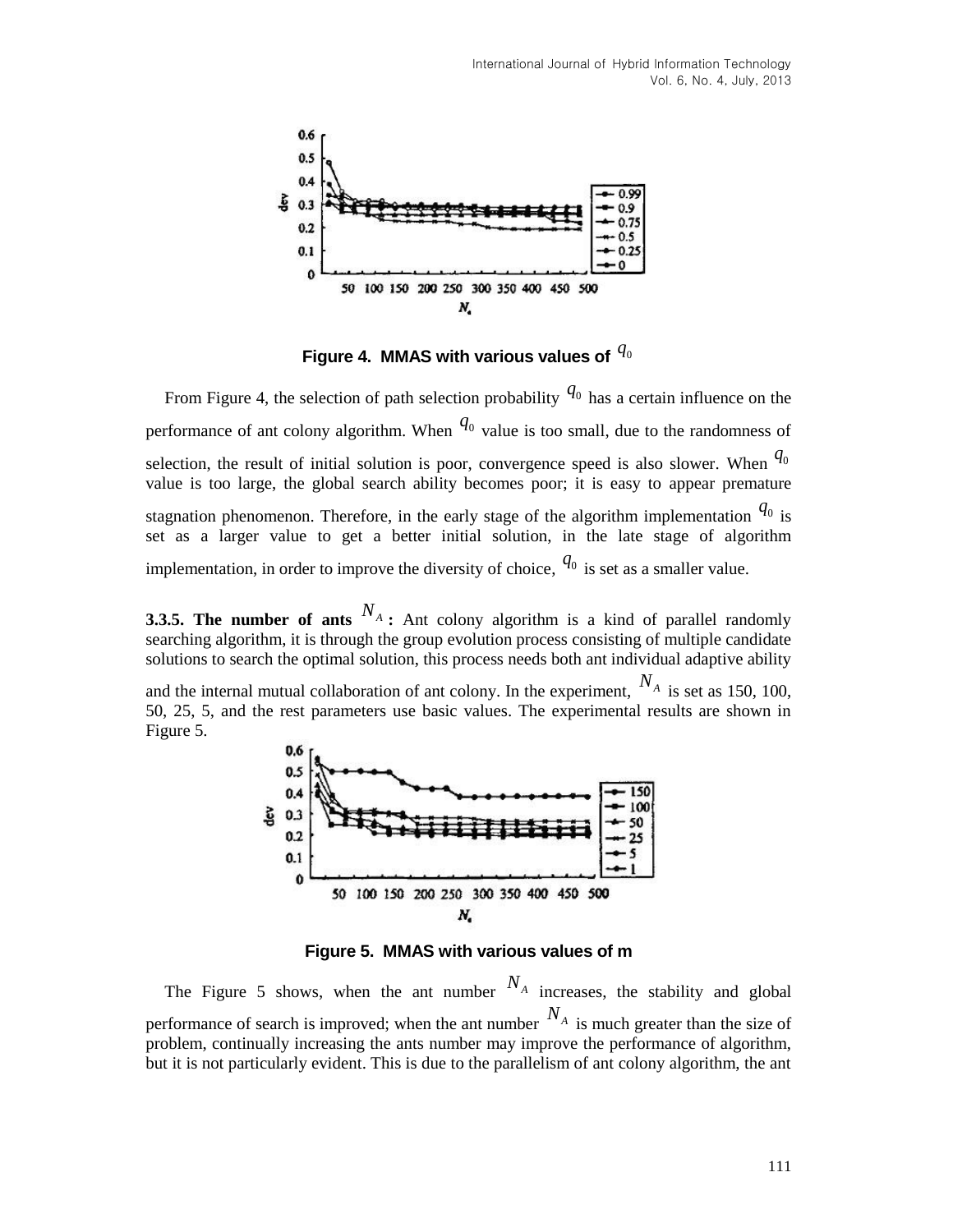Figure 4. MMAS with various values of $q_0$

From Figure 4, the selection of path selection probability $q_0$ has a certain influence on the performance of ant colony algorithm. When $q_0$ value is too small, due to the randomness of selection, the result of initial solution is poor, convergence speed is also slower. When $q_0$ value is too large, the global search ability becomes poor; it is easy to appear premature stagnation phenomenon. Therefore, in the early stage of the algorithm implementation $q_0$ is set as a larger value to get a better initial solution, in the late stage of algorithm implementation, in order to improve the diversity of choice, $q_0$ is set as a smaller value.

**3.3.5. The number of ants $N_A$ :** Ant colony algorithm is a kind of parallel randomly searching algorithm, it is through the group evolution process consisting of multiple candidate solutions to search the optimal solution, this process needs both ant individual adaptive ability and the internal mutual collaboration of ant colony. In the experiment, $N_A$ is set as 150, 100, 50, 25, 5, and the rest parameters use basic values. The experimental results are shown in Figure 5.

Figure 5. MMAS with various values of m

The Figure 5 shows, when the ant number $N_A$ increases, the stability and global performance of search is improved; when the ant number $N_A$ is much greater than the size of problem, continually increasing the ants number may improve the performance of algorithm, but it is not particularly evident. This is due to the parallelism of ant colony algorithm, the ant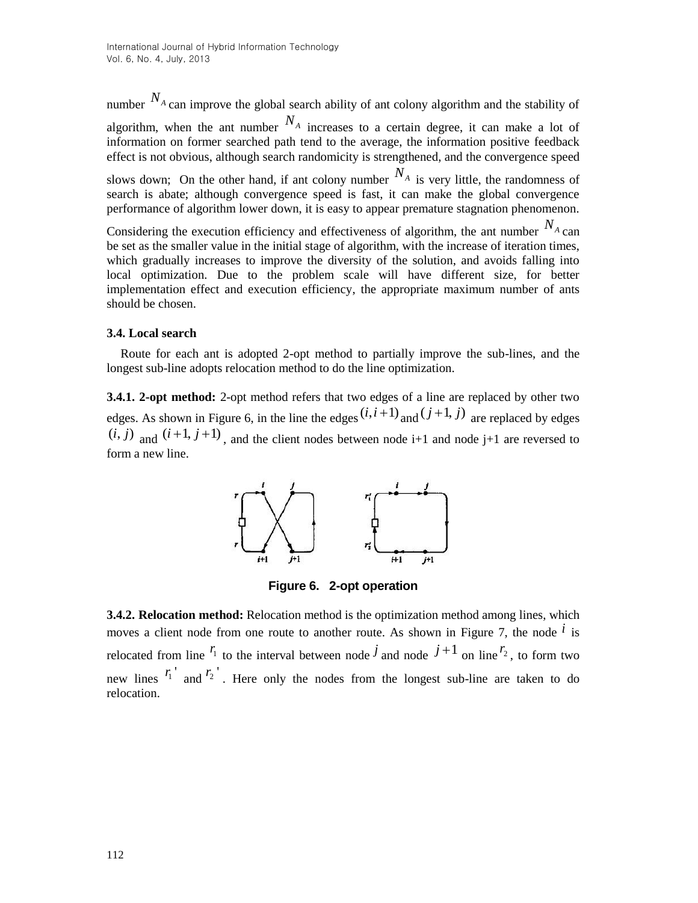number $N_A$ can improve the global search ability of ant colony algorithm and the stability of algorithm, when the ant number $N_A$ increases to a certain degree, it can make a lot of information on former searched path tend to the average, the information positive feedback effect is not obvious, although search randomicity is strengthened, and the convergence speed slows down; On the other hand, if ant colony number $N_A$ is very little, the randomness of search is abate; although convergence speed is fast, it can make the global convergence performance of algorithm lower down, it is easy to appear premature stagnation phenomenon. Considering the execution efficiency and effectiveness of algorithm, the ant number $N_A$ can be set as the smaller value in the initial stage of algorithm, with the increase of iteration times, which gradually increases to improve the diversity of the solution, and avoids falling into local optimization. Due to the problem scale will have different size, for better implementation effect and execution efficiency, the appropriate maximum number of ants should be chosen.

### 3.4. Local search

Route for each ant is adopted 2-opt method to partially improve the sub-lines, and the longest sub-line adopts relocation method to do the line optimization.

**3.4.1. 2-opt method:** 2-opt method refers that two edges of a line are replaced by other two edges. As shown in Figure 6, in the line the edges $(i,i+1)$ and $(j+1, j)$ are replaced by edges $(i, j)$ and $(i+1, j+1)$, and the client nodes between node i+1 and node j+1 are reversed to form a new line.

**Figure 6. 2-opt operation**

**3.4.2. Relocation method:** Relocation method is the optimization method among lines, which moves a client node from one route to another route. As shown in Figure 7, the node $i$ is relocated from line $r_1$ to the interval between node $j$ and node $j+1$ on line $r_2$, to form two new lines $r_1'$ and $r_2'$. Here only the nodes from the longest sub-line are taken to do relocation.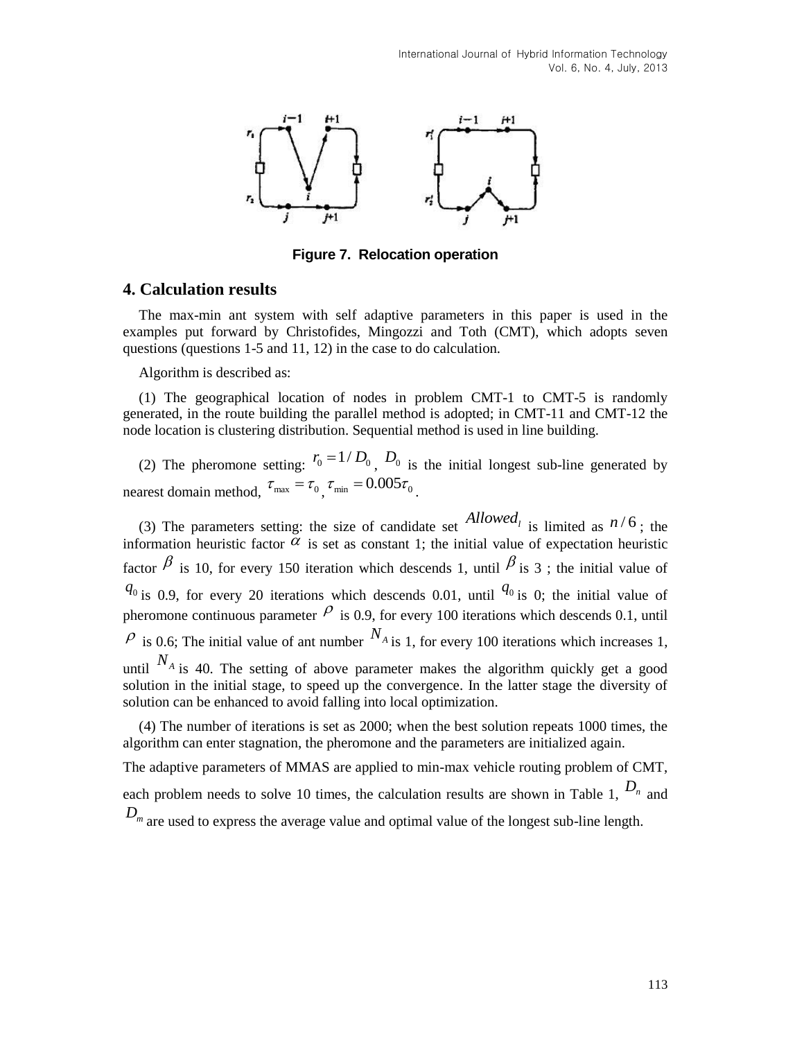Figure 7. Relocation operation

## 4. Calculation results

The max-min ant system with self adaptive parameters in this paper is used in the examples put forward by Christofides, Mingozzi and Toth (CMT), which adopts seven questions (questions 1-5 and 11, 12) in the case to do calculation.

Algorithm is described as:

(1) The geographical location of nodes in problem CMT-1 to CMT-5 is randomly generated, in the route building the parallel method is adopted; in CMT-11 and CMT-12 the node location is clustering distribution. Sequential method is used in line building.

(2) The pheromone setting: $r_0 = 1/D_0$, $D_0$ is the initial longest sub-line generated by nearest domain method, $\tau_{\max} = \tau_0$, $\tau_{\min} = 0.005\tau_0$.

(3) The parameters setting: the size of candidate set $Allowed_l$ is limited as $n/6$; the information heuristic factor $\alpha$ is set as constant 1; the initial value of expectation heuristic factor $\beta$ is 10, for every 150 iteration which descends 1, until $\beta$ is 3 ; the initial value of $q_0$ is 0.9, for every 20 iterations which descends 0.01, until $q_0$ is 0; the initial value of pheromone continuous parameter $\rho$ is 0.9, for every 100 iterations which descends 0.1, until $\rho$ is 0.6; The initial value of ant number $N_A$ is 1, for every 100 iterations which increases 1, until $N_A$ is 40. The setting of above parameter makes the algorithm quickly get a good solution in the initial stage, to speed up the convergence. In the latter stage the diversity of solution can be enhanced to avoid falling into local optimization.

(4) The number of iterations is set as 2000; when the best solution repeats 1000 times, the algorithm can enter stagnation, the pheromone and the parameters are initialized again.

The adaptive parameters of MMAS are applied to min-max vehicle routing problem of CMT, each problem needs to solve 10 times, the calculation results are shown in Table 1, $D_n$ and $D_m$ are used to express the average value and optimal value of the longest sub-line length.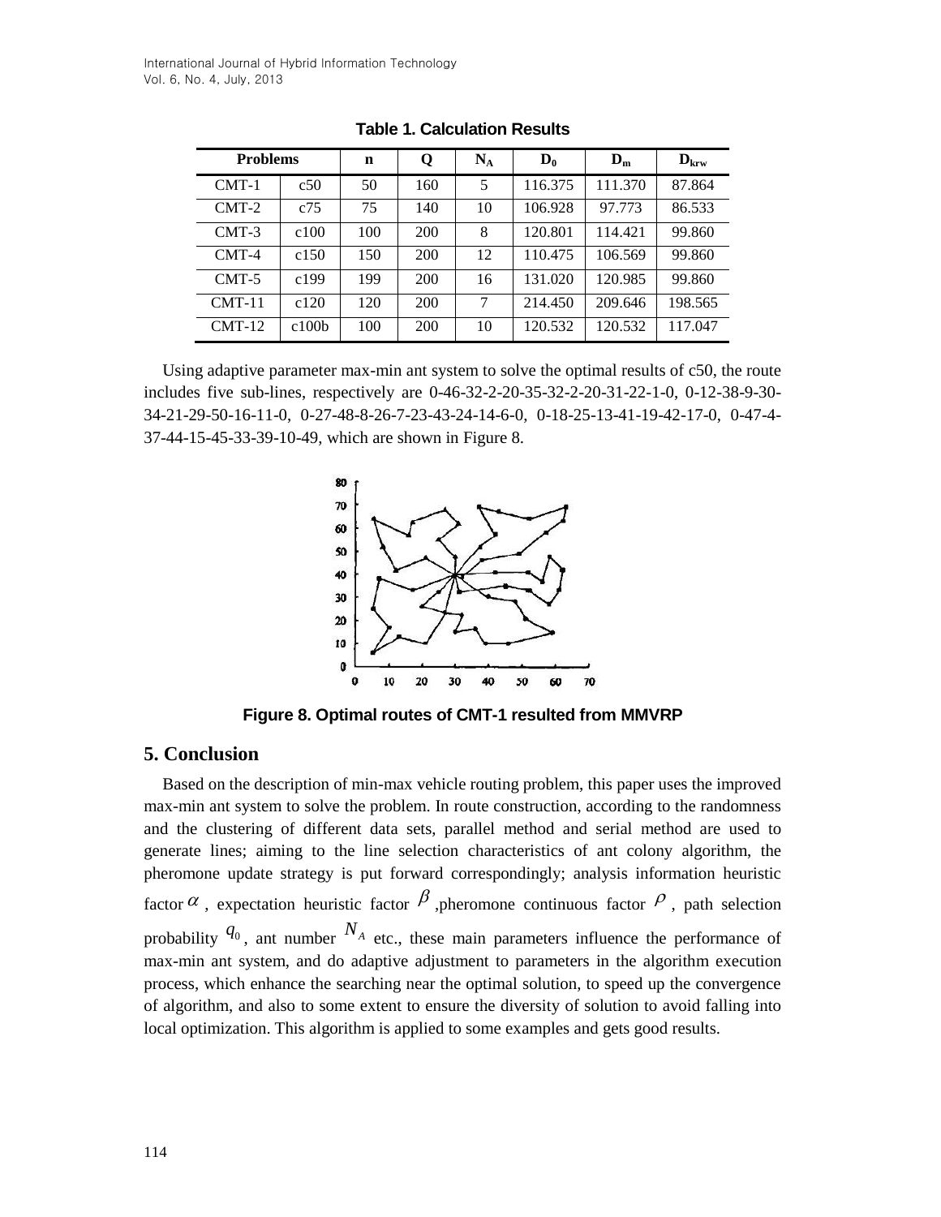**Table 1. Calculation Results**

| Problems | | n | Q | $N_A$ | $D_0$ | $D_m$ | $D_{krw}$ |
|---|---|---|---|---|---|---|---|
| CMT-1 | c50 | 50 | 160 | 5 | 116.375 | 111.370 | 87.864 |
| CMT-2 | c75 | 75 | 140 | 10 | 106.928 | 97.773 | 86.533 |
| CMT-3 | c100 | 100 | 200 | 8 | 120.801 | 114.421 | 99.860 |
| CMT-4 | c150 | 150 | 200 | 12 | 110.475 | 106.569 | 99.860 |
| CMT-5 | c199 | 199 | 200 | 16 | 131.020 | 120.985 | 99.860 |
| CMT-11 | c120 | 120 | 200 | 7 | 214.450 | 209.646 | 198.565 |
| CMT-12 | c100b | 100 | 200 | 10 | 120.532 | 120.532 | 117.047 |

Using adaptive parameter max-min ant system to solve the optimal results of c50, the route includes five sub-lines, respectively are 0-46-32-2-20-35-32-2-20-31-22-1-0, 0-12-38-9-30-34-21-29-50-16-11-0, 0-27-48-8-26-7-23-43-24-14-6-0, 0-18-25-13-41-19-42-17-0, 0-47-4-37-44-15-45-33-39-10-49, which are shown in Figure 8.

**Figure 8. Optimal routes of CMT-1 resulted from MMVRP**

## 5. Conclusion

Based on the description of min-max vehicle routing problem, this paper uses the improved max-min ant system to solve the problem. In route construction, according to the randomness and the clustering of different data sets, parallel method and serial method are used to generate lines; aiming to the line selection characteristics of ant colony algorithm, the pheromone update strategy is put forward correspondingly; analysis information heuristic factor $\alpha$, expectation heuristic factor $\beta$, pheromone continuous factor $\rho$, path selection probability $q_0$, ant number $N_A$ etc., these main parameters influence the performance of max-min ant system, and do adaptive adjustment to parameters in the algorithm execution process, which enhance the searching near the optimal solution, to speed up the convergence of algorithm, and also to some extent to ensure the diversity of solution to avoid falling into local optimization. This algorithm is applied to some examples and gets good results.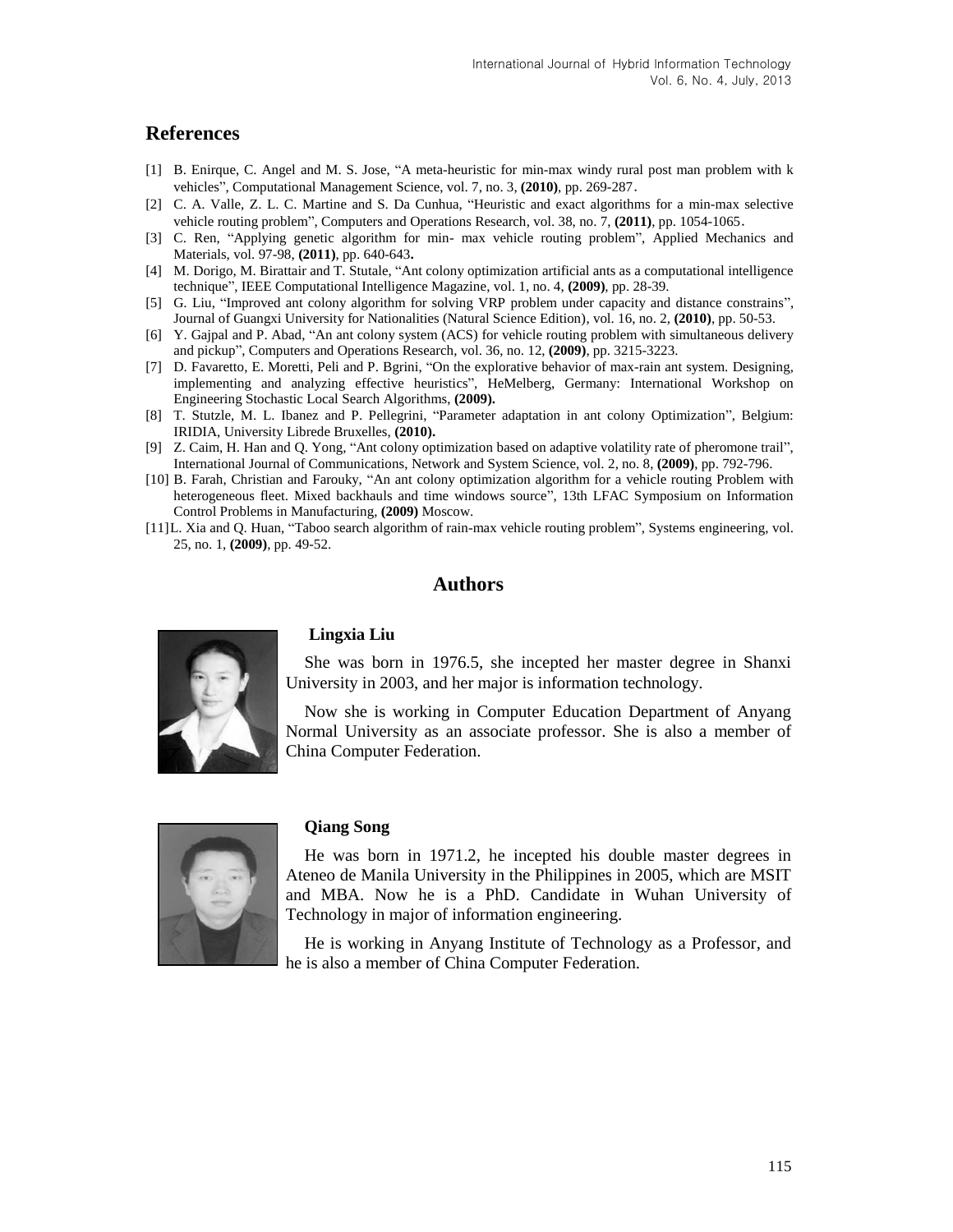## References

[1] B. Enirque, C. Angel and M. S. Jose, “A meta-heuristic for min-max windy rural post man problem with k vehicles”, Computational Management Science, vol. 7, no. 3, **(2010)**, pp. 269-287.

[2] C. A. Valle, Z. L. C. Martine and S. Da Cunhua, “Heuristic and exact algorithms for a min-max selective vehicle routing problem”, Computers and Operations Research, vol. 38, no. 7, **(2011)**, pp. 1054-1065.

[3] C. Ren, “Applying genetic algorithm for min- max vehicle routing problem”, Applied Mechanics and Materials, vol. 97-98, **(2011)**, pp. 640-643.

[4] M. Dorigo, M. Birattair and T. Stutale, “Ant colony optimization artificial ants as a computational intelligence technique”, IEEE Computational Intelligence Magazine, vol. 1, no. 4, **(2009)**, pp. 28-39.

[5] G. Liu, “Improved ant colony algorithm for solving VRP problem under capacity and distance constrains”, Journal of Guangxi University for Nationalities (Natural Science Edition), vol. 16, no. 2, **(2010)**, pp. 50-53.

[6] Y. Gajpal and P. Abad, “An ant colony system (ACS) for vehicle routing problem with simultaneous delivery and pickup”, Computers and Operations Research, vol. 36, no. 12, **(2009)**, pp. 3215-3223.

[7] D. Favaretto, E. Moretti, Peli and P. Bgrini, “On the explorative behavior of max-rain ant system. Designing, implementing and analyzing effective heuristics”, HeMelberg, Germany: International Workshop on Engineering Stochastic Local Search Algorithms, **(2009).**

[8] T. Stutzle, M. L. Ibanez and P. Pellegrini, “Parameter adaptation in ant colony Optimization”, Belgium: IRIDIA, University Librede Bruxelles, **(2010).**

[9] Z. Caim, H. Han and Q. Yong, “Ant colony optimization based on adaptive volatility rate of pheromone trail”, International Journal of Communications, Network and System Science, vol. 2, no. 8, **(2009)**, pp. 792-796.

[10] B. Farah, Christian and Farouky, “An ant colony optimization algorithm for a vehicle routing Problem with heterogeneous fleet. Mixed backhauls and time windows source”, 13th LFAC Symposium on Information Control Problems in Manufacturing, **(2009)** Moscow.

[11] L. Xia and Q. Huan, “Taboo search algorithm of rain-max vehicle routing problem”, Systems engineering, vol. 25, no. 1, **(2009)**, pp. 49-52.

## Authors

**Lingxia Liu**

She was born in 1976.5, she incepted her master degree in Shanxi University in 2003, and her major is information technology.

Now she is working in Computer Education Department of Anyang Normal University as an associate professor. She is also a member of China Computer Federation.

**Qiang Song**

He was born in 1971.2, he incepted his double master degrees in Ateneo de Manila University in the Philippines in 2005, which are MSIT and MBA. Now he is a PhD. Candidate in Wuhan University of Technology in major of information engineering.

He is working in Anyang Institute of Technology as a Professor, and he is also a member of China Computer Federation.